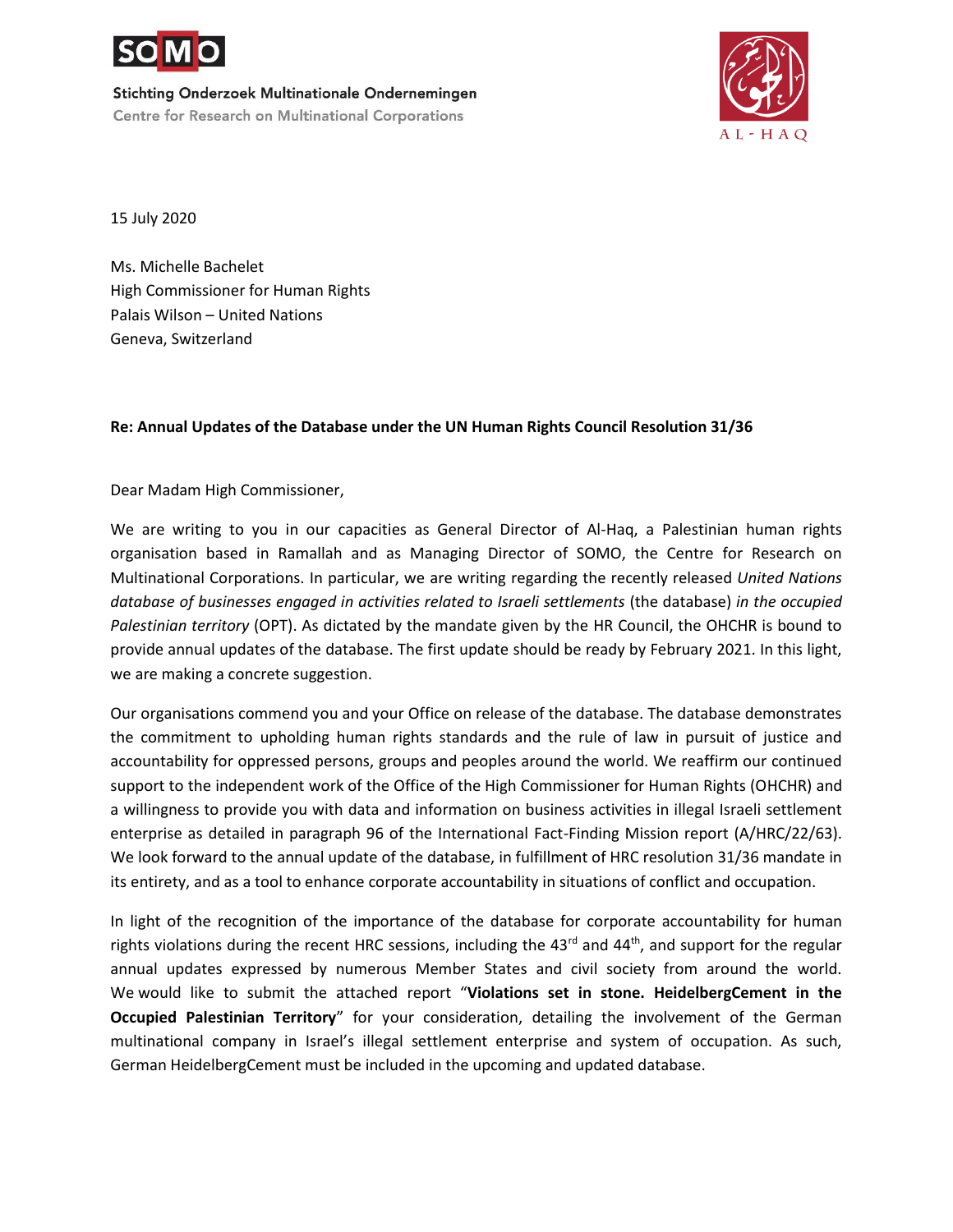SOMO

Stichting Onderzoek Multinationale Ondernemingen
Centre for Research on Multinational Corporations

AL-HAQ

15 July 2020

Ms. Michelle Bachelet
High Commissioner for Human Rights
Palais Wilson – United Nations
Geneva, Switzerland

**Re: Annual Updates of the Database under the UN Human Rights Council Resolution 31/36**

Dear Madam High Commissioner,

We are writing to you in our capacities as General Director of Al-Haq, a Palestinian human rights organisation based in Ramallah and as Managing Director of SOMO, the Centre for Research on Multinational Corporations. In particular, we are writing regarding the recently released *United Nations database of businesses engaged in activities related to Israeli settlements* (the database) *in the occupied Palestinian territory* (OPT). As dictated by the mandate given by the HR Council, the OHCHR is bound to provide annual updates of the database. The first update should be ready by February 2021. In this light, we are making a concrete suggestion.

Our organisations commend you and your Office on release of the database. The database demonstrates the commitment to upholding human rights standards and the rule of law in pursuit of justice and accountability for oppressed persons, groups and peoples around the world. We reaffirm our continued support to the independent work of the Office of the High Commissioner for Human Rights (OHCHR) and a willingness to provide you with data and information on business activities in illegal Israeli settlement enterprise as detailed in paragraph 96 of the International Fact-Finding Mission report (A/HRC/22/63). We look forward to the annual update of the database, in fulfillment of HRC resolution 31/36 mandate in its entirety, and as a tool to enhance corporate accountability in situations of conflict and occupation.

In light of the recognition of the importance of the database for corporate accountability for human rights violations during the recent HRC sessions, including the 43rd and 44th, and support for the regular annual updates expressed by numerous Member States and civil society from around the world. We would like to submit the attached report "**Violations set in stone. HeidelbergCement in the Occupied Palestinian Territory**" for your consideration, detailing the involvement of the German multinational company in Israel's illegal settlement enterprise and system of occupation. As such, German HeidelbergCement must be included in the upcoming and updated database.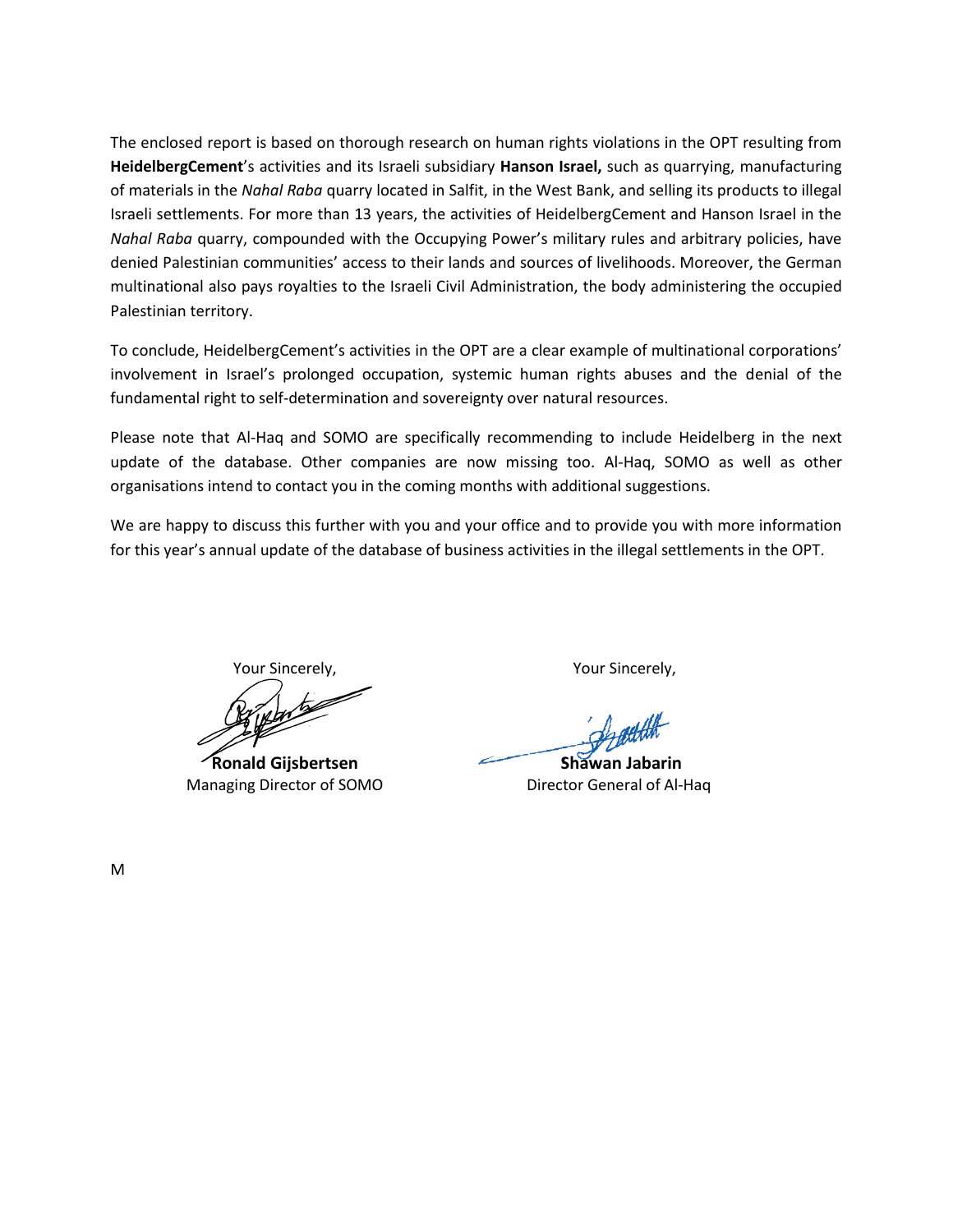The enclosed report is based on thorough research on human rights violations in the OPT resulting from **HeidelbergCement**'s activities and its Israeli subsidiary **Hanson Israel,** such as quarrying, manufacturing of materials in the *Nahal Raba* quarry located in Salfit, in the West Bank, and selling its products to illegal Israeli settlements. For more than 13 years, the activities of HeidelbergCement and Hanson Israel in the *Nahal Raba* quarry, compounded with the Occupying Power's military rules and arbitrary policies, have denied Palestinian communities' access to their lands and sources of livelihoods. Moreover, the German multinational also pays royalties to the Israeli Civil Administration, the body administering the occupied Palestinian territory.

To conclude, HeidelbergCement's activities in the OPT are a clear example of multinational corporations' involvement in Israel's prolonged occupation, systemic human rights abuses and the denial of the fundamental right to self-determination and sovereignty over natural resources.

Please note that Al-Haq and SOMO are specifically recommending to include Heidelberg in the next update of the database. Other companies are now missing too. Al-Haq, SOMO as well as other organisations intend to contact you in the coming months with additional suggestions.

We are happy to discuss this further with you and your office and to provide you with more information for this year's annual update of the database of business activities in the illegal settlements in the OPT.

Your Sincerely,

**Ronald Gijsbertsen**
Managing Director of SOMO

Your Sincerely,

**Shawan Jabarin**
Director General of Al-Haq

M